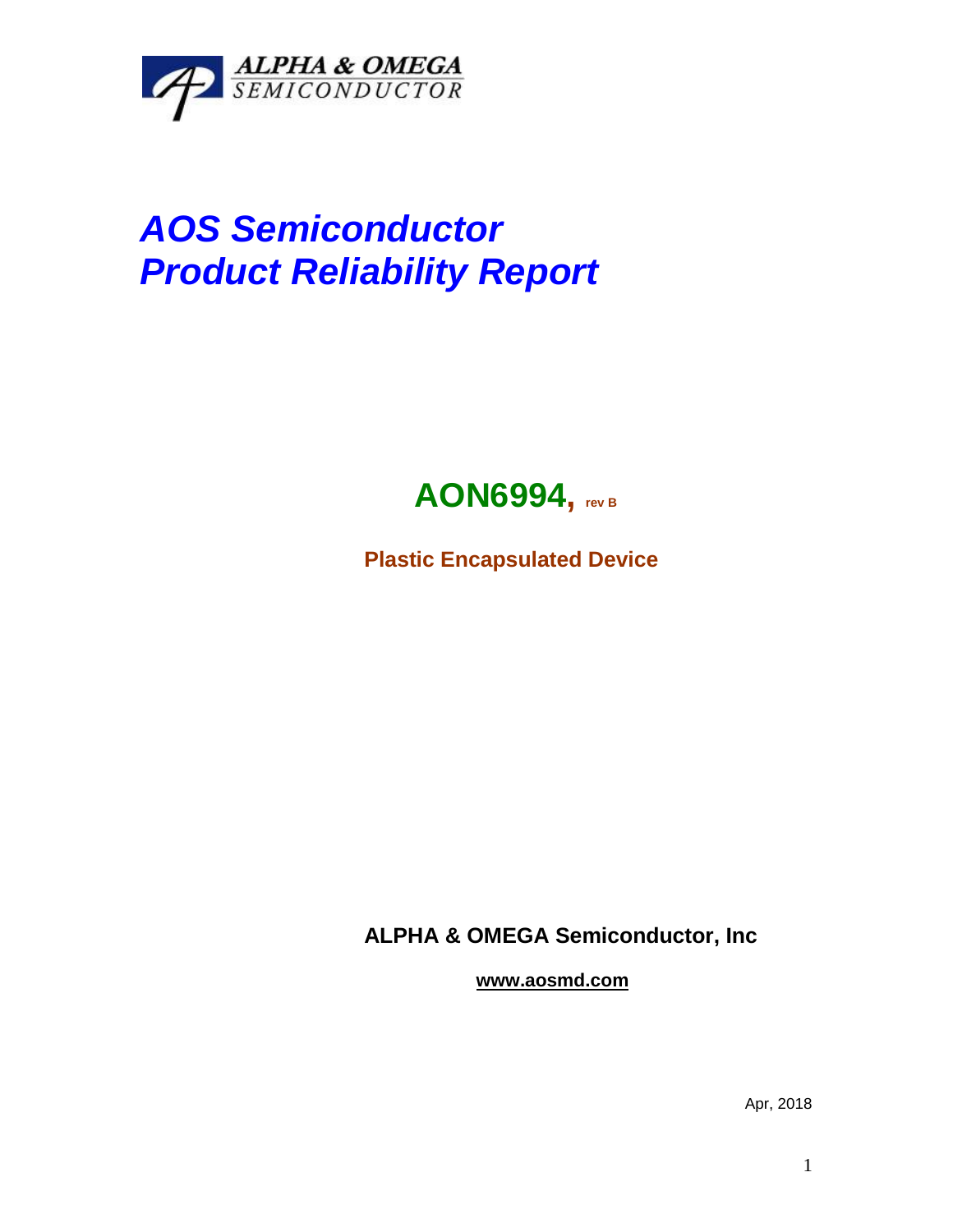ALPHA & OMEGA
SEMICONDUCTOR

# *AOS Semiconductor*
# *Product Reliability Report*

## AON6994, rev B

**Plastic Encapsulated Device**

**ALPHA & OMEGA Semiconductor, Inc**

**www.aosmd.com**

Apr, 2018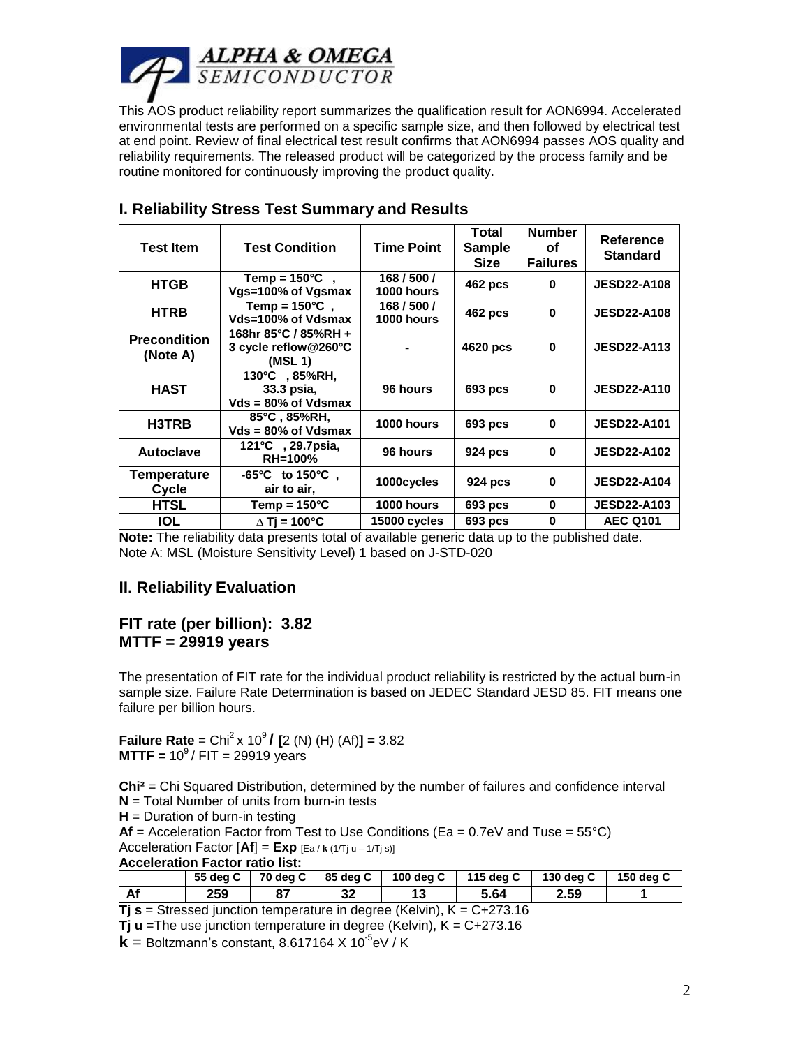This AOS product reliability report summarizes the qualification result for AON6994. Accelerated environmental tests are performed on a specific sample size, and then followed by electrical test at end point. Review of final electrical test result confirms that AON6994 passes AOS quality and reliability requirements. The released product will be categorized by the process family and be routine monitored for continuously improving the product quality.

## I. Reliability Stress Test Summary and Results

| Test Item | Test Condition | Time Point | Total Sample Size | Number of Failures | Reference Standard |
|---|---|---|---|---|---|
| HTGB | Temp = 150°C , Vgs=100% of Vgsmax | 168 / 500 / 1000 hours | 462 pcs | 0 | JESD22-A108 |
| HTRB | Temp = 150°C , Vds=100% of Vdsmax | 168 / 500 / 1000 hours | 462 pcs | 0 | JESD22-A108 |
| Precondition (Note A) | 168hr 85°C / 85%RH + 3 cycle reflow@260°C (MSL 1) | - | 4620 pcs | 0 | JESD22-A113 |
| HAST | 130°C , 85%RH, 33.3 psia, Vds = 80% of Vdsmax | 96 hours | 693 pcs | 0 | JESD22-A110 |
| H3TRB | 85°C , 85%RH, Vds = 80% of Vdsmax | 1000 hours | 693 pcs | 0 | JESD22-A101 |
| Autoclave | 121°C , 29.7psia, RH=100% | 96 hours | 924 pcs | 0 | JESD22-A102 |
| Temperature Cycle | -65°C to 150°C , air to air, | 1000cycles | 924 pcs | 0 | JESD22-A104 |
| HTSL | Temp = 150°C | 1000 hours | 693 pcs | 0 | JESD22-A103 |
| IOL | $\Delta$ Tj = 100°C | 15000 cycles | 693 pcs | 0 | AEC Q101 |

**Note:** The reliability data presents total of available generic data up to the published date.
Note A: MSL (Moisture Sensitivity Level) 1 based on J-STD-020

## II. Reliability Evaluation

### FIT rate (per billion): 3.82
### MTTF = 29919 years

The presentation of FIT rate for the individual product reliability is restricted by the actual burn-in sample size. Failure Rate Determination is based on JEDEC Standard JESD 85. FIT means one failure per billion hours.

**Failure Rate** = $\text{Chi}^2 \times 10^9$ **/ [**2 (N) (H) (Af)**] =** 3.82
**MTTF =** $10^9$ / FIT = 29919 years

**Chi²** = Chi Squared Distribution, determined by the number of failures and confidence interval
**N** = Total Number of units from burn-in tests
**H** = Duration of burn-in testing
**Af** = Acceleration Factor from Test to Use Conditions (Ea = 0.7eV and Tuse = 55°C)
Acceleration Factor [**Af**] = **Exp** [Ea / **k** (1/Tj u – 1/Tj s)]

**Acceleration Factor ratio list:**

| | 55 deg C | 70 deg C | 85 deg C | 100 deg C | 115 deg C | 130 deg C | 150 deg C |
|---|---|---|---|---|---|---|---|
| Af | 259 | 87 | 32 | 13 | 5.64 | 2.59 | 1 |

**Tj s** = Stressed junction temperature in degree (Kelvin), K = C+273.16
**Tj u** =The use junction temperature in degree (Kelvin), K = C+273.16
**k** = Boltzmann's constant, $8.617164 \times 10^{-5}$ eV / K